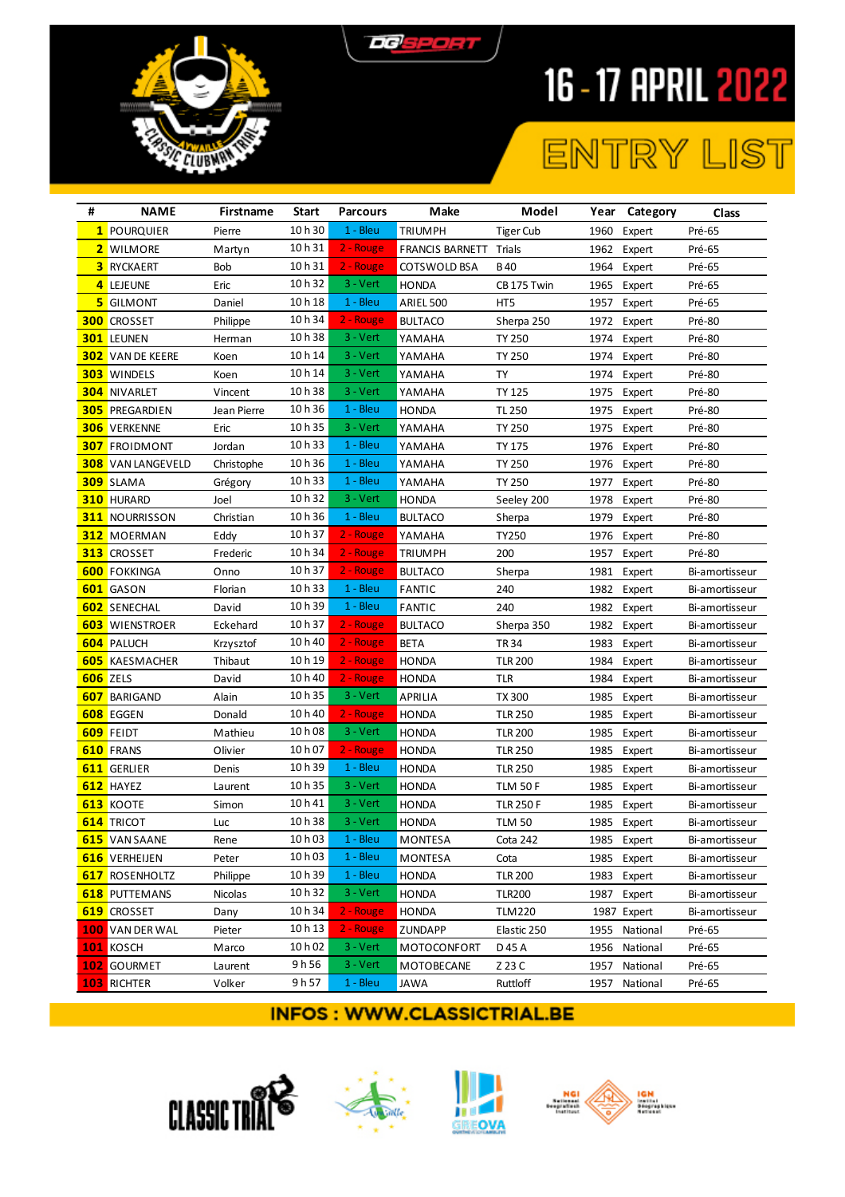# 16 - 17 APRIL 2022

# ENTRY LIST

| # | NAME | Firstname | Start | Parcours | Make | Model | Year | Category | Class |
|---|---|---|---|---|---|---|---|---|---|
| 1 | POURQUIER | Pierre | 10 h 30 | 1 - Bleu | TRIUMPH | Tiger Cub | 1960 | Expert | Pré-65 |
| 2 | WILMORE | Martyn | 10 h 31 | 2 - Rouge | FRANCIS BARNETT | Trials | 1962 | Expert | Pré-65 |
| 3 | RYCKAERT | Bob | 10 h 31 | 2 - Rouge | COTSWOLD BSA | B 40 | 1964 | Expert | Pré-65 |
| 4 | LEJEUNE | Eric | 10 h 32 | 3 - Vert | HONDA | CB 175 Twin | 1965 | Expert | Pré-65 |
| 5 | GILMONT | Daniel | 10 h 18 | 1 - Bleu | ARIEL 500 | HT5 | 1957 | Expert | Pré-65 |
| 300 | CROSSET | Philippe | 10 h 34 | 2 - Rouge | BULTACO | Sherpa 250 | 1972 | Expert | Pré-80 |
| 301 | LEUNEN | Herman | 10 h 38 | 3 - Vert | YAMAHA | TY 250 | 1974 | Expert | Pré-80 |
| 302 | VAN DE KEERE | Koen | 10 h 14 | 3 - Vert | YAMAHA | TY 250 | 1974 | Expert | Pré-80 |
| 303 | WINDELS | Koen | 10 h 14 | 3 - Vert | YAMAHA | TY | 1974 | Expert | Pré-80 |
| 304 | NIVARLET | Vincent | 10 h 38 | 3 - Vert | YAMAHA | TY 125 | 1975 | Expert | Pré-80 |
| 305 | PREGARDIEN | Jean Pierre | 10 h 36 | 1 - Bleu | HONDA | TL 250 | 1975 | Expert | Pré-80 |
| 306 | VERKENNE | Eric | 10 h 35 | 3 - Vert | YAMAHA | TY 250 | 1975 | Expert | Pré-80 |
| 307 | FROIDMONT | Jordan | 10 h 33 | 1 - Bleu | YAMAHA | TY 175 | 1976 | Expert | Pré-80 |
| 308 | VAN LANGEVELD | Christophe | 10 h 36 | 1 - Bleu | YAMAHA | TY 250 | 1976 | Expert | Pré-80 |
| 309 | SLAMA | Grégory | 10 h 33 | 1 - Bleu | YAMAHA | TY 250 | 1977 | Expert | Pré-80 |
| 310 | HURARD | Joel | 10 h 32 | 3 - Vert | HONDA | Seeley 200 | 1978 | Expert | Pré-80 |
| 311 | NOURRISSON | Christian | 10 h 36 | 1 - Bleu | BULTACO | Sherpa | 1979 | Expert | Pré-80 |
| 312 | MOERMAN | Eddy | 10 h 37 | 2 - Rouge | YAMAHA | TY250 | 1976 | Expert | Pré-80 |
| 313 | CROSSET | Frederic | 10 h 34 | 2 - Rouge | TRIUMPH | 200 | 1957 | Expert | Pré-80 |
| 600 | FOKKINGA | Onno | 10 h 37 | 2 - Rouge | BULTACO | Sherpa | 1981 | Expert | Bi-amortisseur |
| 601 | GASON | Florian | 10 h 33 | 1 - Bleu | FANTIC | 240 | 1982 | Expert | Bi-amortisseur |
| 602 | SENECHAL | David | 10 h 39 | 1 - Bleu | FANTIC | 240 | 1982 | Expert | Bi-amortisseur |
| 603 | WIENSTROER | Eckehard | 10 h 37 | 2 - Rouge | BULTACO | Sherpa 350 | 1982 | Expert | Bi-amortisseur |
| 604 | PALUCH | Krzysztof | 10 h 40 | 2 - Rouge | BETA | TR 34 | 1983 | Expert | Bi-amortisseur |
| 605 | KAESMACHER | Thibaut | 10 h 19 | 2 - Rouge | HONDA | TLR 200 | 1984 | Expert | Bi-amortisseur |
| 606 | ZELS | David | 10 h 40 | 2 - Rouge | HONDA | TLR | 1984 | Expert | Bi-amortisseur |
| 607 | BARIGAND | Alain | 10 h 35 | 3 - Vert | APRILIA | TX 300 | 1985 | Expert | Bi-amortisseur |
| 608 | EGGEN | Donald | 10 h 40 | 2 - Rouge | HONDA | TLR 250 | 1985 | Expert | Bi-amortisseur |
| 609 | FEIDT | Mathieu | 10 h 08 | 3 - Vert | HONDA | TLR 200 | 1985 | Expert | Bi-amortisseur |
| 610 | FRANS | Olivier | 10 h 07 | 2 - Rouge | HONDA | TLR 250 | 1985 | Expert | Bi-amortisseur |
| 611 | GERLIER | Denis | 10 h 39 | 1 - Bleu | HONDA | TLR 250 | 1985 | Expert | Bi-amortisseur |
| 612 | HAYEZ | Laurent | 10 h 35 | 3 - Vert | HONDA | TLM 50 F | 1985 | Expert | Bi-amortisseur |
| 613 | KOOTE | Simon | 10 h 41 | 3 - Vert | HONDA | TLR 250 F | 1985 | Expert | Bi-amortisseur |
| 614 | TRICOT | Luc | 10 h 38 | 3 - Vert | HONDA | TLM 50 | 1985 | Expert | Bi-amortisseur |
| 615 | VAN SAANE | Rene | 10 h 03 | 1 - Bleu | MONTESA | Cota 242 | 1985 | Expert | Bi-amortisseur |
| 616 | VERHEIJEN | Peter | 10 h 03 | 1 - Bleu | MONTESA | Cota | 1985 | Expert | Bi-amortisseur |
| 617 | ROSENHOLTZ | Philippe | 10 h 39 | 1 - Bleu | HONDA | TLR 200 | 1983 | Expert | Bi-amortisseur |
| 618 | PUTTEMANS | Nicolas | 10 h 32 | 3 - Vert | HONDA | TLR200 | 1987 | Expert | Bi-amortisseur |
| 619 | CROSSET | Dany | 10 h 34 | 2 - Rouge | HONDA | TLM220 | 1987 | Expert | Bi-amortisseur |
| 100 | VAN DER WAL | Pieter | 10 h 13 | 2 - Rouge | ZUNDAPP | Elastic 250 | 1955 | National | Pré-65 |
| 101 | KOSCH | Marco | 10 h 02 | 3 - Vert | MOTOCONFORT | D 45 A | 1956 | National | Pré-65 |
| 102 | GOURMET | Laurent | 9 h 56 | 3 - Vert | MOTOBECANE | Z 23 C | 1957 | National | Pré-65 |
| 103 | RICHTER | Volker | 9 h 57 | 1 - Bleu | JAWA | Ruttloff | 1957 | National | Pré-65 |

**INFOS : WWW.CLASSICTRIAL.BE**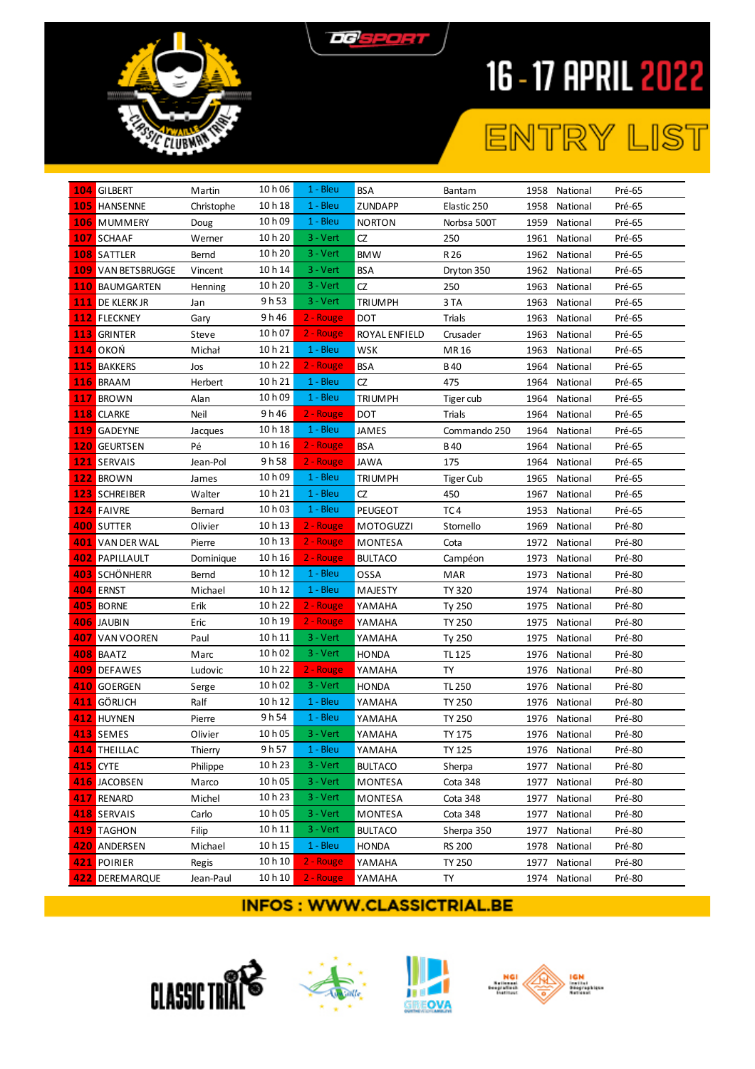# 16 - 17 APRIL 2022

## ENTRY LIST

| | | | | | | | | | |
|---|---|---|---|---|---|---|---|---|---|
| 104 | GILBERT | Martin | 10 h 06 | 1 - Bleu | BSA | Bantam | 1958 | National | Pré-65 |
| 105 | HANSENNE | Christophe | 10 h 18 | 1 - Bleu | ZUNDAPP | Elastic 250 | 1958 | National | Pré-65 |
| 106 | MUMMERY | Doug | 10 h 09 | 1 - Bleu | NORTON | Norbsa 500T | 1959 | National | Pré-65 |
| 107 | SCHAAF | Werner | 10 h 20 | 3 - Vert | CZ | 250 | 1961 | National | Pré-65 |
| 108 | SATTLER | Bernd | 10 h 20 | 3 - Vert | BMW | R 26 | 1962 | National | Pré-65 |
| 109 | VAN BETSBRUGGE | Vincent | 10 h 14 | 3 - Vert | BSA | Dryton 350 | 1962 | National | Pré-65 |
| 110 | BAUMGARTEN | Henning | 10 h 20 | 3 - Vert | CZ | 250 | 1963 | National | Pré-65 |
| 111 | DE KLERK JR | Jan | 9 h 53 | 3 - Vert | TRIUMPH | 3 TA | 1963 | National | Pré-65 |
| 112 | FLECKNEY | Gary | 9 h 46 | 2 - Rouge | DOT | Trials | 1963 | National | Pré-65 |
| 113 | GRINTER | Steve | 10 h 07 | 2 - Rouge | ROYAL ENFIELD | Crusader | 1963 | National | Pré-65 |
| 114 | OKOŃ | Michał | 10 h 21 | 1 - Bleu | WSK | MR 16 | 1963 | National | Pré-65 |
| 115 | BAKKERS | Jos | 10 h 22 | 2 - Rouge | BSA | B 40 | 1964 | National | Pré-65 |
| 116 | BRAAM | Herbert | 10 h 21 | 1 - Bleu | CZ | 475 | 1964 | National | Pré-65 |
| 117 | BROWN | Alan | 10 h 09 | 1 - Bleu | TRIUMPH | Tiger cub | 1964 | National | Pré-65 |
| 118 | CLARKE | Neil | 9 h 46 | 2 - Rouge | DOT | Trials | 1964 | National | Pré-65 |
| 119 | GADEYNE | Jacques | 10 h 18 | 1 - Bleu | JAMES | Commando 250 | 1964 | National | Pré-65 |
| 120 | GEURTSEN | Pé | 10 h 16 | 2 - Rouge | BSA | B 40 | 1964 | National | Pré-65 |
| 121 | SERVAIS | Jean-Pol | 9 h 58 | 2 - Rouge | JAWA | 175 | 1964 | National | Pré-65 |
| 122 | BROWN | James | 10 h 09 | 1 - Bleu | TRIUMPH | Tiger Cub | 1965 | National | Pré-65 |
| 123 | SCHREIBER | Walter | 10 h 21 | 1 - Bleu | CZ | 450 | 1967 | National | Pré-65 |
| 124 | FAIVRE | Bernard | 10 h 03 | 1 - Bleu | PEUGEOT | TC 4 | 1953 | National | Pré-65 |
| 400 | SUTTER | Olivier | 10 h 13 | 2 - Rouge | MOTOGUZZI | Stornello | 1969 | National | Pré-80 |
| 401 | VAN DER WAL | Pierre | 10 h 13 | 2 - Rouge | MONTESA | Cota | 1972 | National | Pré-80 |
| 402 | PAPILLAULT | Dominique | 10 h 16 | 2 - Rouge | BULTACO | Campéon | 1973 | National | Pré-80 |
| 403 | SCHÖNHERR | Bernd | 10 h 12 | 1 - Bleu | OSSA | MAR | 1973 | National | Pré-80 |
| 404 | ERNST | Michael | 10 h 12 | 1 - Bleu | MAJESTY | TY 320 | 1974 | National | Pré-80 |
| 405 | BORNE | Erik | 10 h 22 | 2 - Rouge | YAMAHA | Ty 250 | 1975 | National | Pré-80 |
| 406 | JAUBIN | Eric | 10 h 19 | 2 - Rouge | YAMAHA | TY 250 | 1975 | National | Pré-80 |
| 407 | VAN VOOREN | Paul | 10 h 11 | 3 - Vert | YAMAHA | Ty 250 | 1975 | National | Pré-80 |
| 408 | BAATZ | Marc | 10 h 02 | 3 - Vert | HONDA | TL 125 | 1976 | National | Pré-80 |
| 409 | DEFAWES | Ludovic | 10 h 22 | 2 - Rouge | YAMAHA | TY | 1976 | National | Pré-80 |
| 410 | GOERGEN | Serge | 10 h 02 | 3 - Vert | HONDA | TL 250 | 1976 | National | Pré-80 |
| 411 | GÖRLICH | Ralf | 10 h 12 | 1 - Bleu | YAMAHA | TY 250 | 1976 | National | Pré-80 |
| 412 | HUYNEN | Pierre | 9 h 54 | 1 - Bleu | YAMAHA | TY 250 | 1976 | National | Pré-80 |
| 413 | SEMES | Olivier | 10 h 05 | 3 - Vert | YAMAHA | TY 175 | 1976 | National | Pré-80 |
| 414 | THEILLAC | Thierry | 9 h 57 | 1 - Bleu | YAMAHA | TY 125 | 1976 | National | Pré-80 |
| 415 | CYTE | Philippe | 10 h 23 | 3 - Vert | BULTACO | Sherpa | 1977 | National | Pré-80 |
| 416 | JACOBSEN | Marco | 10 h 05 | 3 - Vert | MONTESA | Cota 348 | 1977 | National | Pré-80 |
| 417 | RENARD | Michel | 10 h 23 | 3 - Vert | MONTESA | Cota 348 | 1977 | National | Pré-80 |
| 418 | SERVAIS | Carlo | 10 h 05 | 3 - Vert | MONTESA | Cota 348 | 1977 | National | Pré-80 |
| 419 | TAGHON | Filip | 10 h 11 | 3 - Vert | BULTACO | Sherpa 350 | 1977 | National | Pré-80 |
| 420 | ANDERSEN | Michael | 10 h 15 | 1 - Bleu | HONDA | RS 200 | 1978 | National | Pré-80 |
| 421 | POIRIER | Regis | 10 h 10 | 2 - Rouge | YAMAHA | TY 250 | 1977 | National | Pré-80 |
| 422 | DEREMARQUE | Jean-Paul | 10 h 10 | 2 - Rouge | YAMAHA | TY | 1974 | National | Pré-80 |

**INFOS : WWW.CLASSICTRIAL.BE**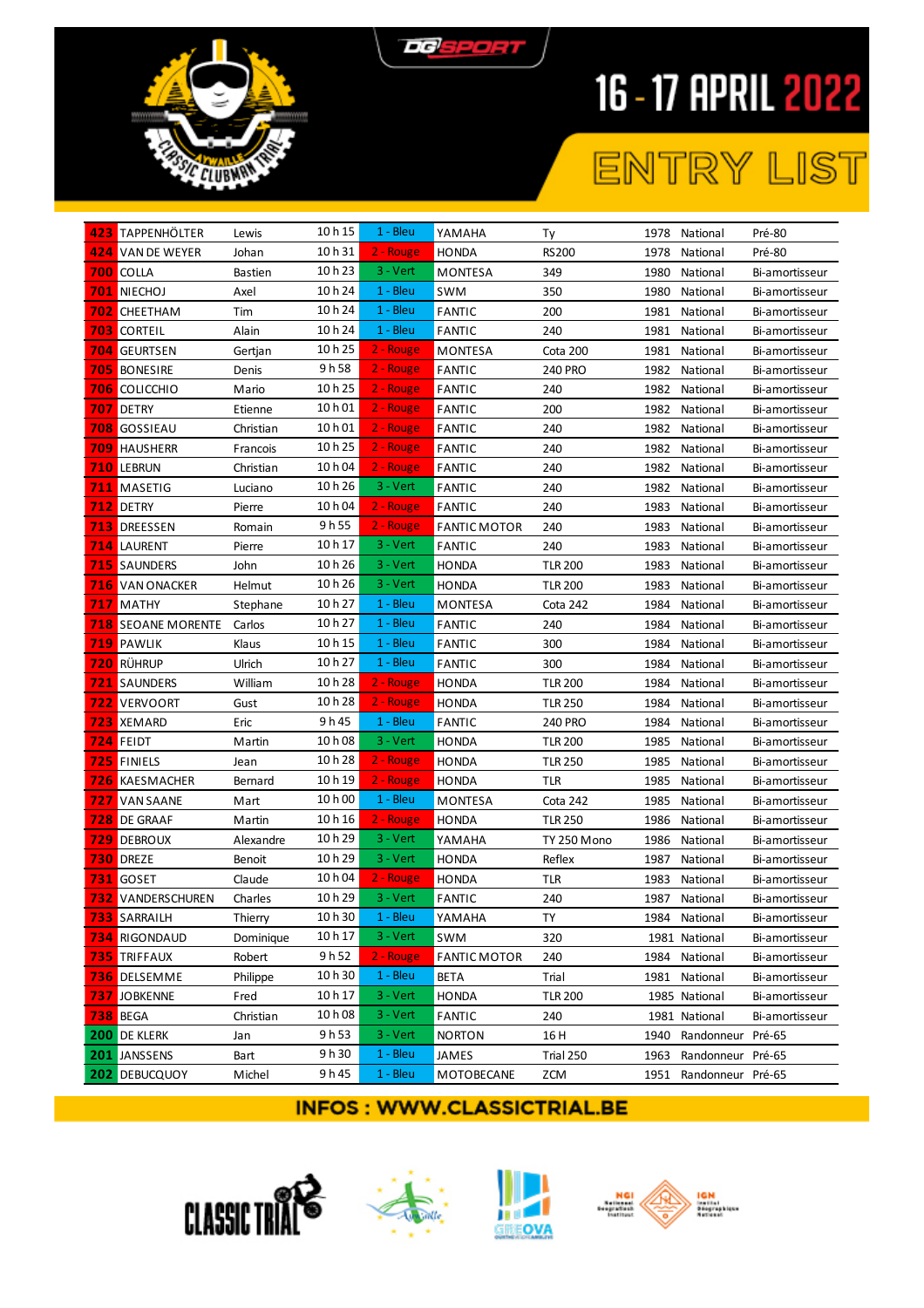# 16 - 17 APRIL 2022

## ENTRY LIST

| | | | | | | | | | |
|---|---|---|---|---|---|---|---|---|---|
| 423 | TAPPENHÖLTER | Lewis | 10 h 15 | 1 - Bleu | YAMAHA | Ty | 1978 | National | Pré-80 |
| 424 | VAN DE WEYER | Johan | 10 h 31 | 2 - Rouge | HONDA | RS200 | 1978 | National | Pré-80 |
| 700 | COLLA | Bastien | 10 h 23 | 3 - Vert | MONTESA | 349 | 1980 | National | Bi-amortisseur |
| 701 | NIECHOJ | Axel | 10 h 24 | 1 - Bleu | SWM | 350 | 1980 | National | Bi-amortisseur |
| 702 | CHEETHAM | Tim | 10 h 24 | 1 - Bleu | FANTIC | 200 | 1981 | National | Bi-amortisseur |
| 703 | CORTEIL | Alain | 10 h 24 | 1 - Bleu | FANTIC | 240 | 1981 | National | Bi-amortisseur |
| 704 | GEURTSEN | Gertjan | 10 h 25 | 2 - Rouge | MONTESA | Cota 200 | 1981 | National | Bi-amortisseur |
| 705 | BONESIRE | Denis | 9 h 58 | 2 - Rouge | FANTIC | 240 PRO | 1982 | National | Bi-amortisseur |
| 706 | COLICCHIO | Mario | 10 h 25 | 2 - Rouge | FANTIC | 240 | 1982 | National | Bi-amortisseur |
| 707 | DETRY | Etienne | 10 h 01 | 2 - Rouge | FANTIC | 200 | 1982 | National | Bi-amortisseur |
| 708 | GOSSIEAU | Christian | 10 h 01 | 2 - Rouge | FANTIC | 240 | 1982 | National | Bi-amortisseur |
| 709 | HAUSHERR | Francois | 10 h 25 | 2 - Rouge | FANTIC | 240 | 1982 | National | Bi-amortisseur |
| 710 | LEBRUN | Christian | 10 h 04 | 2 - Rouge | FANTIC | 240 | 1982 | National | Bi-amortisseur |
| 711 | MASETIG | Luciano | 10 h 26 | 3 - Vert | FANTIC | 240 | 1982 | National | Bi-amortisseur |
| 712 | DETRY | Pierre | 10 h 04 | 2 - Rouge | FANTIC | 240 | 1983 | National | Bi-amortisseur |
| 713 | DREESSEN | Romain | 9 h 55 | 2 - Rouge | FANTIC MOTOR | 240 | 1983 | National | Bi-amortisseur |
| 714 | LAURENT | Pierre | 10 h 17 | 3 - Vert | FANTIC | 240 | 1983 | National | Bi-amortisseur |
| 715 | SAUNDERS | John | 10 h 26 | 3 - Vert | HONDA | TLR 200 | 1983 | National | Bi-amortisseur |
| 716 | VAN ONACKER | Helmut | 10 h 26 | 3 - Vert | HONDA | TLR 200 | 1983 | National | Bi-amortisseur |
| 717 | MATHY | Stephane | 10 h 27 | 1 - Bleu | MONTESA | Cota 242 | 1984 | National | Bi-amortisseur |
| 718 | SEOANE MORENTE | Carlos | 10 h 27 | 1 - Bleu | FANTIC | 240 | 1984 | National | Bi-amortisseur |
| 719 | PAWLIK | Klaus | 10 h 15 | 1 - Bleu | FANTIC | 300 | 1984 | National | Bi-amortisseur |
| 720 | RÜHRUP | Ulrich | 10 h 27 | 1 - Bleu | FANTIC | 300 | 1984 | National | Bi-amortisseur |
| 721 | SAUNDERS | William | 10 h 28 | 2 - Rouge | HONDA | TLR 200 | 1984 | National | Bi-amortisseur |
| 722 | VERVOORT | Gust | 10 h 28 | 2 - Rouge | HONDA | TLR 250 | 1984 | National | Bi-amortisseur |
| 723 | XEMARD | Eric | 9 h 45 | 1 - Bleu | FANTIC | 240 PRO | 1984 | National | Bi-amortisseur |
| 724 | FEIDT | Martin | 10 h 08 | 3 - Vert | HONDA | TLR 200 | 1985 | National | Bi-amortisseur |
| 725 | FINIELS | Jean | 10 h 28 | 2 - Rouge | HONDA | TLR 250 | 1985 | National | Bi-amortisseur |
| 726 | KAESMACHER | Bernard | 10 h 19 | 2 - Rouge | HONDA | TLR | 1985 | National | Bi-amortisseur |
| 727 | VAN SAANE | Mart | 10 h 00 | 1 - Bleu | MONTESA | Cota 242 | 1985 | National | Bi-amortisseur |
| 728 | DE GRAAF | Martin | 10 h 16 | 2 - Rouge | HONDA | TLR 250 | 1986 | National | Bi-amortisseur |
| 729 | DEBROUX | Alexandre | 10 h 29 | 3 - Vert | YAMAHA | TY 250 Mono | 1986 | National | Bi-amortisseur |
| 730 | DREZE | Benoit | 10 h 29 | 3 - Vert | HONDA | Reflex | 1987 | National | Bi-amortisseur |
| 731 | GOSET | Claude | 10 h 04 | 2 - Rouge | HONDA | TLR | 1983 | National | Bi-amortisseur |
| 732 | VANDERSCHUREN | Charles | 10 h 29 | 3 - Vert | FANTIC | 240 | 1987 | National | Bi-amortisseur |
| 733 | SARRAILH | Thierry | 10 h 30 | 1 - Bleu | YAMAHA | TY | 1984 | National | Bi-amortisseur |
| 734 | RIGONDAUD | Dominique | 10 h 17 | 3 - Vert | SWM | 320 | 1981 | National | Bi-amortisseur |
| 735 | TRIFFAUX | Robert | 9 h 52 | 2 - Rouge | FANTIC MOTOR | 240 | 1984 | National | Bi-amortisseur |
| 736 | DELSEMME | Philippe | 10 h 30 | 1 - Bleu | BETA | Trial | 1981 | National | Bi-amortisseur |
| 737 | JOBKENNE | Fred | 10 h 17 | 3 - Vert | HONDA | TLR 200 | 1985 | National | Bi-amortisseur |
| 738 | BEGA | Christian | 10 h 08 | 3 - Vert | FANTIC | 240 | 1981 | National | Bi-amortisseur |
| 200 | DE KLERK | Jan | 9 h 53 | 3 - Vert | NORTON | 16 H | 1940 | Randonneur | Pré-65 |
| 201 | JANSSENS | Bart | 9 h 30 | 1 - Bleu | JAMES | Trial 250 | 1963 | Randonneur | Pré-65 |
| 202 | DEBUCQUOY | Michel | 9 h 45 | 1 - Bleu | MOTOBECANE | ZCM | 1951 | Randonneur | Pré-65 |

**INFOS : WWW.CLASSICTRIAL.BE**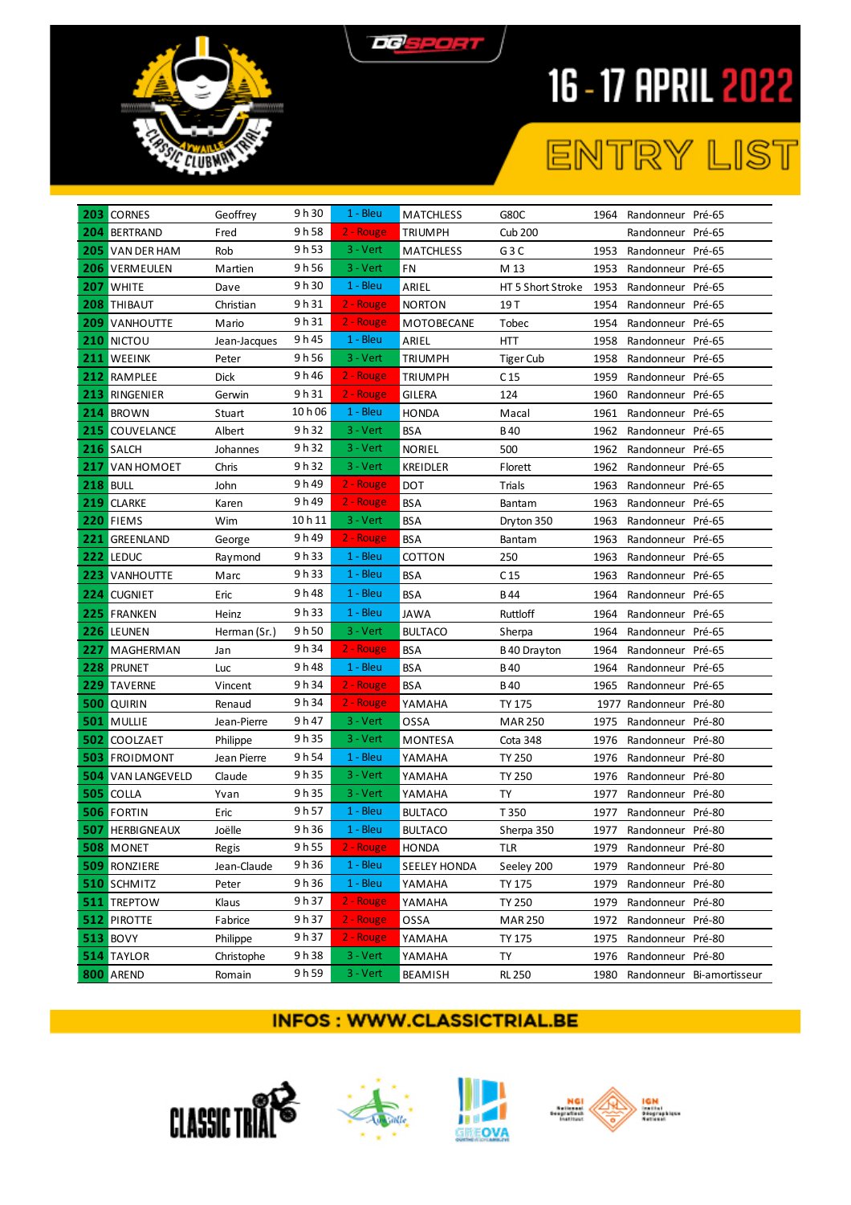# 16 - 17 APRIL 2022

## ENTRY LIST

| | | | | | | | | | |
|---|---|---|---|---|---|---|---|---|---|
| 203 | CORNES | Geoffrey | 9 h 30 | 1 - Bleu | MATCHLESS | G80C | 1964 | Randonneur | Pré-65 |
| 204 | BERTRAND | Fred | 9 h 58 | 2 - Rouge | TRIUMPH | Cub 200 | | Randonneur | Pré-65 |
| 205 | VAN DER HAM | Rob | 9 h 53 | 3 - Vert | MATCHLESS | G 3 C | 1953 | Randonneur | Pré-65 |
| 206 | VERMEULEN | Martien | 9 h 56 | 3 - Vert | FN | M 13 | 1953 | Randonneur | Pré-65 |
| 207 | WHITE | Dave | 9 h 30 | 1 - Bleu | ARIEL | HT 5 Short Stroke | 1953 | Randonneur | Pré-65 |
| 208 | THIBAUT | Christian | 9 h 31 | 2 - Rouge | NORTON | 19 T | 1954 | Randonneur | Pré-65 |
| 209 | VANHOUTTE | Mario | 9 h 31 | 2 - Rouge | MOTOBECANE | Tobec | 1954 | Randonneur | Pré-65 |
| 210 | NICTOU | Jean-Jacques | 9 h 45 | 1 - Bleu | ARIEL | HTT | 1958 | Randonneur | Pré-65 |
| 211 | WEEINK | Peter | 9 h 56 | 3 - Vert | TRIUMPH | Tiger Cub | 1958 | Randonneur | Pré-65 |
| 212 | RAMPLEE | Dick | 9 h 46 | 2 - Rouge | TRIUMPH | C 15 | 1959 | Randonneur | Pré-65 |
| 213 | RINGENIER | Gerwin | 9 h 31 | 2 - Rouge | GILERA | 124 | 1960 | Randonneur | Pré-65 |
| 214 | BROWN | Stuart | 10 h 06 | 1 - Bleu | HONDA | Macal | 1961 | Randonneur | Pré-65 |
| 215 | COUVELANCE | Albert | 9 h 32 | 3 - Vert | BSA | B 40 | 1962 | Randonneur | Pré-65 |
| 216 | SALCH | Johannes | 9 h 32 | 3 - Vert | NORIEL | 500 | 1962 | Randonneur | Pré-65 |
| 217 | VAN HOMOET | Chris | 9 h 32 | 3 - Vert | KREIDLER | Florett | 1962 | Randonneur | Pré-65 |
| 218 | BULL | John | 9 h 49 | 2 - Rouge | DOT | Trials | 1963 | Randonneur | Pré-65 |
| 219 | CLARKE | Karen | 9 h 49 | 2 - Rouge | BSA | Bantam | 1963 | Randonneur | Pré-65 |
| 220 | FIEMS | Wim | 10 h 11 | 3 - Vert | BSA | Dryton 350 | 1963 | Randonneur | Pré-65 |
| 221 | GREENLAND | George | 9 h 49 | 2 - Rouge | BSA | Bantam | 1963 | Randonneur | Pré-65 |
| 222 | LEDUC | Raymond | 9 h 33 | 1 - Bleu | COTTON | 250 | 1963 | Randonneur | Pré-65 |
| 223 | VANHOUTTE | Marc | 9 h 33 | 1 - Bleu | BSA | C 15 | 1963 | Randonneur | Pré-65 |
| 224 | CUGNIET | Eric | 9 h 48 | 1 - Bleu | BSA | B 44 | 1964 | Randonneur | Pré-65 |
| 225 | FRANKEN | Heinz | 9 h 33 | 1 - Bleu | JAWA | Ruttloff | 1964 | Randonneur | Pré-65 |
| 226 | LEUNEN | Herman (Sr.) | 9 h 50 | 3 - Vert | BULTACO | Sherpa | 1964 | Randonneur | Pré-65 |
| 227 | MAGHERMAN | Jan | 9 h 34 | 2 - Rouge | BSA | B 40 Drayton | 1964 | Randonneur | Pré-65 |
| 228 | PRUNET | Luc | 9 h 48 | 1 - Bleu | BSA | B 40 | 1964 | Randonneur | Pré-65 |
| 229 | TAVERNE | Vincent | 9 h 34 | 2 - Rouge | BSA | B 40 | 1965 | Randonneur | Pré-65 |
| 500 | QUIRIN | Renaud | 9 h 34 | 2 - Rouge | YAMAHA | TY 175 | 1977 | Randonneur | Pré-80 |
| 501 | MULLIE | Jean-Pierre | 9 h 47 | 3 - Vert | OSSA | MAR 250 | 1975 | Randonneur | Pré-80 |
| 502 | COOLZAET | Philippe | 9 h 35 | 3 - Vert | MONTESA | Cota 348 | 1976 | Randonneur | Pré-80 |
| 503 | FROIDMONT | Jean Pierre | 9 h 54 | 1 - Bleu | YAMAHA | TY 250 | 1976 | Randonneur | Pré-80 |
| 504 | VAN LANGEVELD | Claude | 9 h 35 | 3 - Vert | YAMAHA | TY 250 | 1976 | Randonneur | Pré-80 |
| 505 | COLLA | Yvan | 9 h 35 | 3 - Vert | YAMAHA | TY | 1977 | Randonneur | Pré-80 |
| 506 | FORTIN | Eric | 9 h 57 | 1 - Bleu | BULTACO | T 350 | 1977 | Randonneur | Pré-80 |
| 507 | HERBIGNEAUX | Joëlle | 9 h 36 | 1 - Bleu | BULTACO | Sherpa 350 | 1977 | Randonneur | Pré-80 |
| 508 | MONET | Regis | 9 h 55 | 2 - Rouge | HONDA | TLR | 1979 | Randonneur | Pré-80 |
| 509 | RONZIERE | Jean-Claude | 9 h 36 | 1 - Bleu | SEELEY HONDA | Seeley 200 | 1979 | Randonneur | Pré-80 |
| 510 | SCHMITZ | Peter | 9 h 36 | 1 - Bleu | YAMAHA | TY 175 | 1979 | Randonneur | Pré-80 |
| 511 | TREPTOW | Klaus | 9 h 37 | 2 - Rouge | YAMAHA | TY 250 | 1979 | Randonneur | Pré-80 |
| 512 | PIROTTE | Fabrice | 9 h 37 | 2 - Rouge | OSSA | MAR 250 | 1972 | Randonneur | Pré-80 |
| 513 | BOVY | Philippe | 9 h 37 | 2 - Rouge | YAMAHA | TY 175 | 1975 | Randonneur | Pré-80 |
| 514 | TAYLOR | Christophe | 9 h 38 | 3 - Vert | YAMAHA | TY | 1976 | Randonneur | Pré-80 |
| 800 | AREND | Romain | 9 h 59 | 3 - Vert | BEAMISH | RL 250 | 1980 | Randonneur | Bi-amortisseur |

**INFOS : WWW.CLASSICTRIAL.BE**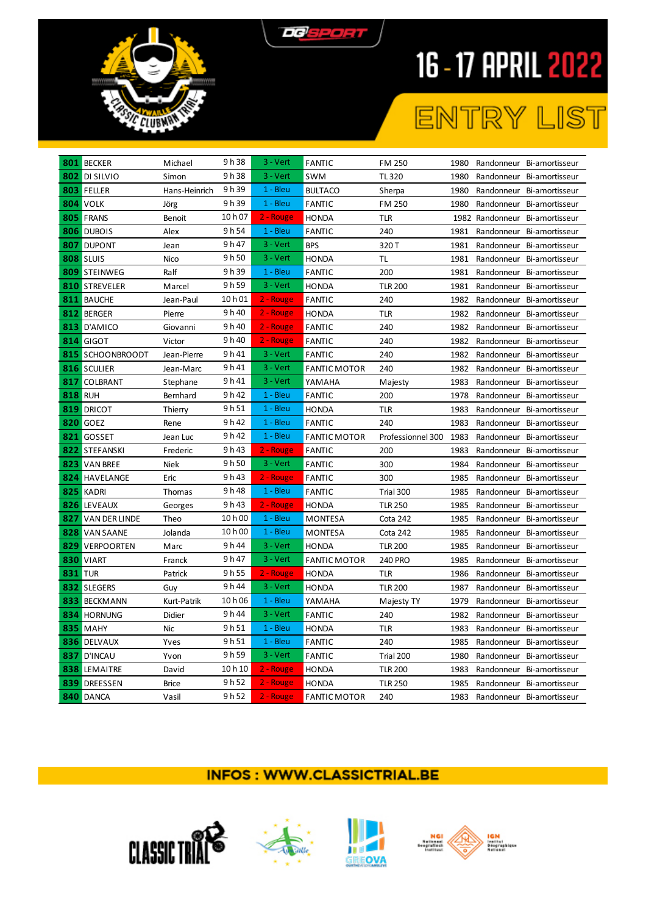16 - 17 APRIL 2022

# ENTRY LIST

| | | | | | | | | | |
|---|---|---|---|---|---|---|---|---|---|
| 801 | BECKER | Michael | 9 h 38 | 3 - Vert | FANTIC | FM 250 | 1980 | Randonneur | Bi-amortisseur |
| 802 | DI SILVIO | Simon | 9 h 38 | 3 - Vert | SWM | TL 320 | 1980 | Randonneur | Bi-amortisseur |
| 803 | FELLER | Hans-Heinrich | 9 h 39 | 1 - Bleu | BULTACO | Sherpa | 1980 | Randonneur | Bi-amortisseur |
| 804 | VOLK | Jörg | 9 h 39 | 1 - Bleu | FANTIC | FM 250 | 1980 | Randonneur | Bi-amortisseur |
| 805 | FRANS | Benoit | 10 h 07 | 2 - Rouge | HONDA | TLR | 1982 | Randonneur | Bi-amortisseur |
| 806 | DUBOIS | Alex | 9 h 54 | 1 - Bleu | FANTIC | 240 | 1981 | Randonneur | Bi-amortisseur |
| 807 | DUPONT | Jean | 9 h 47 | 3 - Vert | BPS | 320 T | 1981 | Randonneur | Bi-amortisseur |
| 808 | SLUIS | Nico | 9 h 50 | 3 - Vert | HONDA | TL | 1981 | Randonneur | Bi-amortisseur |
| 809 | STEINWEG | Ralf | 9 h 39 | 1 - Bleu | FANTIC | 200 | 1981 | Randonneur | Bi-amortisseur |
| 810 | STREVELER | Marcel | 9 h 59 | 3 - Vert | HONDA | TLR 200 | 1981 | Randonneur | Bi-amortisseur |
| 811 | BAUCHE | Jean-Paul | 10 h 01 | 2 - Rouge | FANTIC | 240 | 1982 | Randonneur | Bi-amortisseur |
| 812 | BERGER | Pierre | 9 h 40 | 2 - Rouge | HONDA | TLR | 1982 | Randonneur | Bi-amortisseur |
| 813 | D'AMICO | Giovanni | 9 h 40 | 2 - Rouge | FANTIC | 240 | 1982 | Randonneur | Bi-amortisseur |
| 814 | GIGOT | Victor | 9 h 40 | 2 - Rouge | FANTIC | 240 | 1982 | Randonneur | Bi-amortisseur |
| 815 | SCHOONBROODT | Jean-Pierre | 9 h 41 | 3 - Vert | FANTIC | 240 | 1982 | Randonneur | Bi-amortisseur |
| 816 | SCULIER | Jean-Marc | 9 h 41 | 3 - Vert | FANTIC MOTOR | 240 | 1982 | Randonneur | Bi-amortisseur |
| 817 | COLBRANT | Stephane | 9 h 41 | 3 - Vert | YAMAHA | Majesty | 1983 | Randonneur | Bi-amortisseur |
| 818 | RUH | Bernhard | 9 h 42 | 1 - Bleu | FANTIC | 200 | 1978 | Randonneur | Bi-amortisseur |
| 819 | DRICOT | Thierry | 9 h 51 | 1 - Bleu | HONDA | TLR | 1983 | Randonneur | Bi-amortisseur |
| 820 | GOEZ | Rene | 9 h 42 | 1 - Bleu | FANTIC | 240 | 1983 | Randonneur | Bi-amortisseur |
| 821 | GOSSET | Jean Luc | 9 h 42 | 1 - Bleu | FANTIC MOTOR | Professionnel 300 | 1983 | Randonneur | Bi-amortisseur |
| 822 | STEFANSKI | Frederic | 9 h 43 | 2 - Rouge | FANTIC | 200 | 1983 | Randonneur | Bi-amortisseur |
| 823 | VAN BREE | Niek | 9 h 50 | 3 - Vert | FANTIC | 300 | 1984 | Randonneur | Bi-amortisseur |
| 824 | HAVELANGE | Eric | 9 h 43 | 2 - Rouge | FANTIC | 300 | 1985 | Randonneur | Bi-amortisseur |
| 825 | KADRI | Thomas | 9 h 48 | 1 - Bleu | FANTIC | Trial 300 | 1985 | Randonneur | Bi-amortisseur |
| 826 | LEVEAUX | Georges | 9 h 43 | 2 - Rouge | HONDA | TLR 250 | 1985 | Randonneur | Bi-amortisseur |
| 827 | VAN DER LINDE | Theo | 10 h 00 | 1 - Bleu | MONTESA | Cota 242 | 1985 | Randonneur | Bi-amortisseur |
| 828 | VAN SAANE | Jolanda | 10 h 00 | 1 - Bleu | MONTESA | Cota 242 | 1985 | Randonneur | Bi-amortisseur |
| 829 | VERPOORTEN | Marc | 9 h 44 | 3 - Vert | HONDA | TLR 200 | 1985 | Randonneur | Bi-amortisseur |
| 830 | VIART | Franck | 9 h 47 | 3 - Vert | FANTIC MOTOR | 240 PRO | 1985 | Randonneur | Bi-amortisseur |
| 831 | TUR | Patrick | 9 h 55 | 2 - Rouge | HONDA | TLR | 1986 | Randonneur | Bi-amortisseur |
| 832 | SLEGERS | Guy | 9 h 44 | 3 - Vert | HONDA | TLR 200 | 1987 | Randonneur | Bi-amortisseur |
| 833 | BECKMANN | Kurt-Patrik | 10 h 06 | 1 - Bleu | YAMAHA | Majesty TY | 1979 | Randonneur | Bi-amortisseur |
| 834 | HORNUNG | Didier | 9 h 44 | 3 - Vert | FANTIC | 240 | 1982 | Randonneur | Bi-amortisseur |
| 835 | MAHY | Nic | 9 h 51 | 1 - Bleu | HONDA | TLR | 1983 | Randonneur | Bi-amortisseur |
| 836 | DELVAUX | Yves | 9 h 51 | 1 - Bleu | FANTIC | 240 | 1985 | Randonneur | Bi-amortisseur |
| 837 | D'INCAU | Yvon | 9 h 59 | 3 - Vert | FANTIC | Trial 200 | 1980 | Randonneur | Bi-amortisseur |
| 838 | LEMAITRE | David | 10 h 10 | 2 - Rouge | HONDA | TLR 200 | 1983 | Randonneur | Bi-amortisseur |
| 839 | DREESSEN | Brice | 9 h 52 | 2 - Rouge | HONDA | TLR 250 | 1985 | Randonneur | Bi-amortisseur |
| 840 | DANCA | Vasil | 9 h 52 | 2 - Rouge | FANTIC MOTOR | 240 | 1983 | Randonneur | Bi-amortisseur |

INFOS : WWW.CLASSICTRIAL.BE